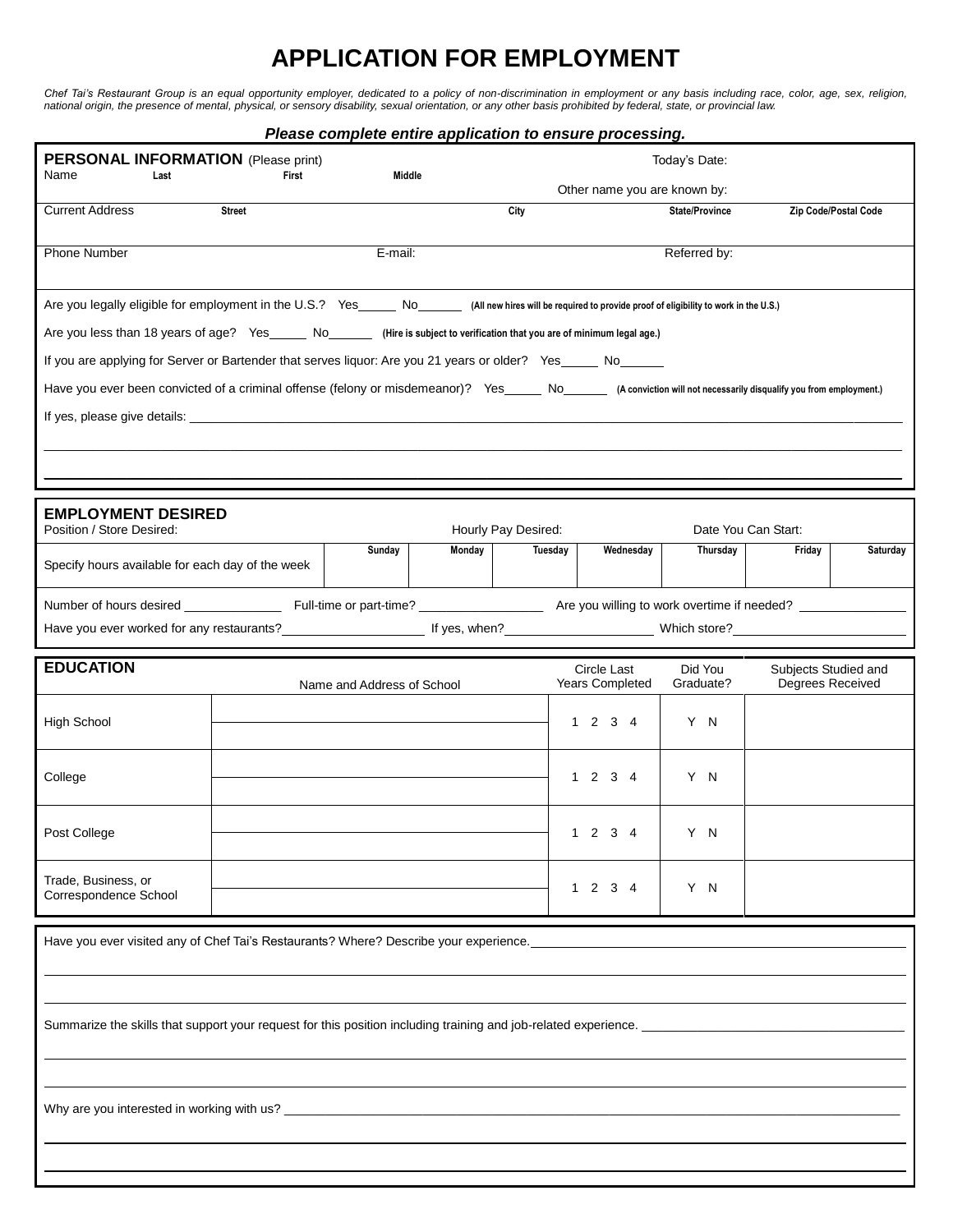# APPLICATION FOR EMPLOYMENT

*Chef Tai's Restaurant Group is an equal opportunity employer, dedicated to a policy of non-discrimination in employment or any basis including race, color, age, sex, religion, national origin, the presence of mental, physical, or sensory disability, sexual orientation, or any other basis prohibited by federal, state, or provincial law.*

***Please complete entire application to ensure processing.***

## PERSONAL INFORMATION (Please print)

Today's Date:

Name — Last — First — Middle

Other name you are known by:

Current Address — Street — City — State/Province — Zip Code/Postal Code

Phone Number — E-mail: — Referred by:

Are you legally eligible for employment in the U.S.? Yes\_\_\_\_\_ No\_\_\_\_\_\_ **(All new hires will be required to provide proof of eligibility to work in the U.S.)**

Are you less than 18 years of age? Yes\_\_\_\_\_ No\_\_\_\_\_\_ **(Hire is subject to verification that you are of minimum legal age.)**

If you are applying for Server or Bartender that serves liquor: Are you 21 years or older? Yes\_\_\_\_\_ No\_\_\_\_\_\_

Have you ever been convicted of a criminal offense (felony or misdemeanor)? Yes\_\_\_\_\_ No\_\_\_\_\_\_ **(A conviction will not necessarily disqualify you from employment.)**

If yes, please give details: \_\_\_\_\_\_\_\_\_\_\_\_\_\_\_\_\_\_\_\_\_\_\_\_\_\_\_\_\_\_\_\_\_\_\_\_\_\_\_\_\_\_\_\_

## EMPLOYMENT DESIRED

Position / Store Desired: — Hourly Pay Desired: — Date You Can Start:

| | Sunday | Monday | Tuesday | Wednesday | Thursday | Friday | Saturday |
|---|---|---|---|---|---|---|---|
| Specify hours available for each day of the week | | | | | | | |

Number of hours desired \_\_\_\_\_\_\_\_\_\_ Full-time or part-time? \_\_\_\_\_\_\_\_\_\_ Are you willing to work overtime if needed? \_\_\_\_\_\_\_\_\_\_

Have you ever worked for any restaurants?\_\_\_\_\_\_\_\_\_\_ If yes, when?\_\_\_\_\_\_\_\_\_\_ Which store?\_\_\_\_\_\_\_\_\_\_

## EDUCATION

| EDUCATION | Name and Address of School | Circle Last Years Completed | Did You Graduate? | Subjects Studied and Degrees Received |
|---|---|---|---|---|
| High School | | 1 2 3 4 | Y N | |
| College | | 1 2 3 4 | Y N | |
| Post College | | 1 2 3 4 | Y N | |
| Trade, Business, or Correspondence School | | 1 2 3 4 | Y N | |

Have you ever visited any of Chef Tai's Restaurants? Where? Describe your experience.\_\_\_\_\_\_\_\_\_\_\_\_\_\_\_\_\_\_\_\_

Summarize the skills that support your request for this position including training and job-related experience. \_\_\_\_\_\_\_\_\_\_\_\_\_\_\_\_\_\_\_\_

Why are you interested in working with us? \_\_\_\_\_\_\_\_\_\_\_\_\_\_\_\_\_\_\_\_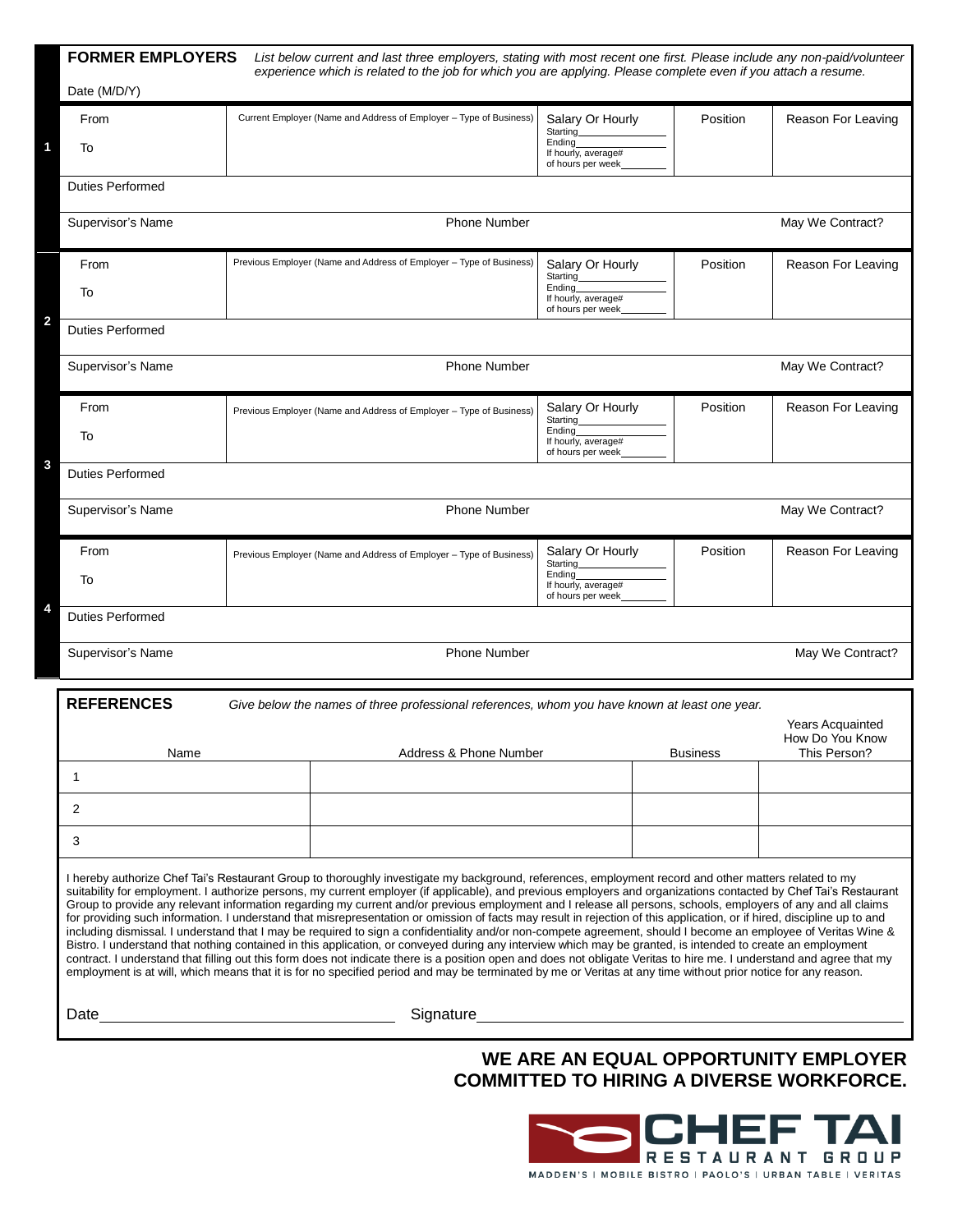## FORMER EMPLOYERS

*List below current and last three employers, stating with most recent one first. Please include any non-paid/volunteer experience which is related to the job for which you are applying. Please complete even if you attach a resume.*

Date (M/D/Y)

| # | Date (M/D/Y) | Employer | Salary Or Hourly | Position | Reason For Leaving |
|---|---|---|---|---|---|
| 1 | From<br>To | Current Employer (Name and Address of Employer – Type of Business) | Starting\_\_\_\_\_<br>Ending\_\_\_\_\_<br>If hourly, average# of hours per week\_\_\_\_\_ | | |
| | Duties Performed | | | | |
| | Supervisor's Name | Phone Number | | | May We Contract? |
| 2 | From<br>To | Previous Employer (Name and Address of Employer – Type of Business) | Starting\_\_\_\_\_<br>Ending\_\_\_\_\_<br>If hourly, average# of hours per week\_\_\_\_\_ | | |
| | Duties Performed | | | | |
| | Supervisor's Name | Phone Number | | | May We Contract? |
| 3 | From<br>To | Previous Employer (Name and Address of Employer – Type of Business) | Starting\_\_\_\_\_<br>Ending\_\_\_\_\_<br>If hourly, average# of hours per week\_\_\_\_\_ | | |
| | Duties Performed | | | | |
| | Supervisor's Name | Phone Number | | | May We Contract? |
| 4 | From<br>To | Previous Employer (Name and Address of Employer – Type of Business) | Starting\_\_\_\_\_<br>Ending\_\_\_\_\_<br>If hourly, average# of hours per week\_\_\_\_\_ | | |
| | Duties Performed | | | | |
| | Supervisor's Name | Phone Number | | | May We Contract? |

## REFERENCES

*Give below the names of three professional references, whom you have known at least one year.*

| Name | Address & Phone Number | Business | Years Acquainted How Do You Know This Person? |
|---|---|---|---|
| 1 | | | |
| 2 | | | |
| 3 | | | |

I hereby authorize Chef Tai's Restaurant Group to thoroughly investigate my background, references, employment record and other matters related to my suitability for employment. I authorize persons, my current employer (if applicable), and previous employers and organizations contacted by Chef Tai's Restaurant Group to provide any relevant information regarding my current and/or previous employment and I release all persons, schools, employers of any and all claims for providing such information. I understand that misrepresentation or omission of facts may result in rejection of this application, or if hired, discipline up to and including dismissal. I understand that I may be required to sign a confidentiality and/or non-compete agreement, should I become an employee of Veritas Wine & Bistro. I understand that nothing contained in this application, or conveyed during any interview which may be granted, is intended to create an employment contract. I understand that filling out this form does not indicate there is a position open and does not obligate Veritas to hire me. I understand and agree that my employment is at will, which means that it is for no specified period and may be terminated by me or Veritas at any time without prior notice for any reason.

Date\_\_\_\_\_\_\_\_\_\_\_\_\_\_\_\_\_\_\_\_ Signature\_\_\_\_\_\_\_\_\_\_\_\_\_\_\_\_\_\_\_\_

**WE ARE AN EQUAL OPPORTUNITY EMPLOYER COMMITTED TO HIRING A DIVERSE WORKFORCE.**

CHEF TAI RESTAURANT GROUP

MADDEN'S | MOBILE BISTRO | PAOLO'S | URBAN TABLE | VERITAS